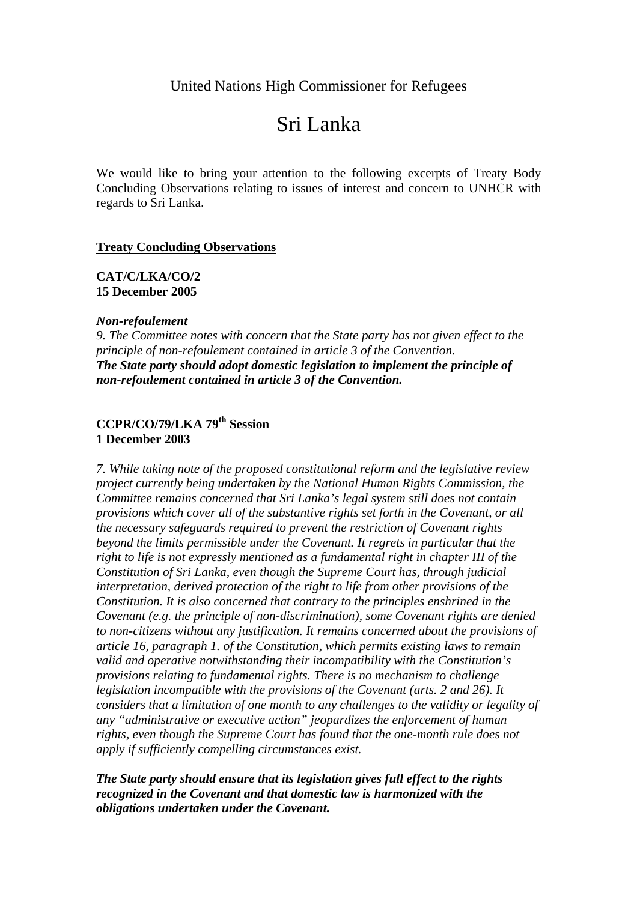United Nations High Commissioner for Refugees

# Sri Lanka

We would like to bring your attention to the following excerpts of Treaty Body Concluding Observations relating to issues of interest and concern to UNHCR with regards to Sri Lanka.

## Treaty Concluding Observations

**CAT/C/LKA/CO/2**
**15 December 2005**

***Non-refoulement***
*9. The Committee notes with concern that the State party has not given effect to the principle of non-refoulement contained in article 3 of the Convention.*
***The State party should adopt domestic legislation to implement the principle of non-refoulement contained in article 3 of the Convention.***

**CCPR/CO/79/LKA 79th Session**
**1 December 2003**

*7. While taking note of the proposed constitutional reform and the legislative review project currently being undertaken by the National Human Rights Commission, the Committee remains concerned that Sri Lanka's legal system still does not contain provisions which cover all of the substantive rights set forth in the Covenant, or all the necessary safeguards required to prevent the restriction of Covenant rights beyond the limits permissible under the Covenant. It regrets in particular that the right to life is not expressly mentioned as a fundamental right in chapter III of the Constitution of Sri Lanka, even though the Supreme Court has, through judicial interpretation, derived protection of the right to life from other provisions of the Constitution. It is also concerned that contrary to the principles enshrined in the Covenant (e.g. the principle of non-discrimination), some Covenant rights are denied to non-citizens without any justification. It remains concerned about the provisions of article 16, paragraph 1. of the Constitution, which permits existing laws to remain valid and operative notwithstanding their incompatibility with the Constitution's provisions relating to fundamental rights. There is no mechanism to challenge legislation incompatible with the provisions of the Covenant (arts. 2 and 26). It considers that a limitation of one month to any challenges to the validity or legality of any "administrative or executive action" jeopardizes the enforcement of human rights, even though the Supreme Court has found that the one-month rule does not apply if sufficiently compelling circumstances exist.*

***The State party should ensure that its legislation gives full effect to the rights recognized in the Covenant and that domestic law is harmonized with the obligations undertaken under the Covenant.***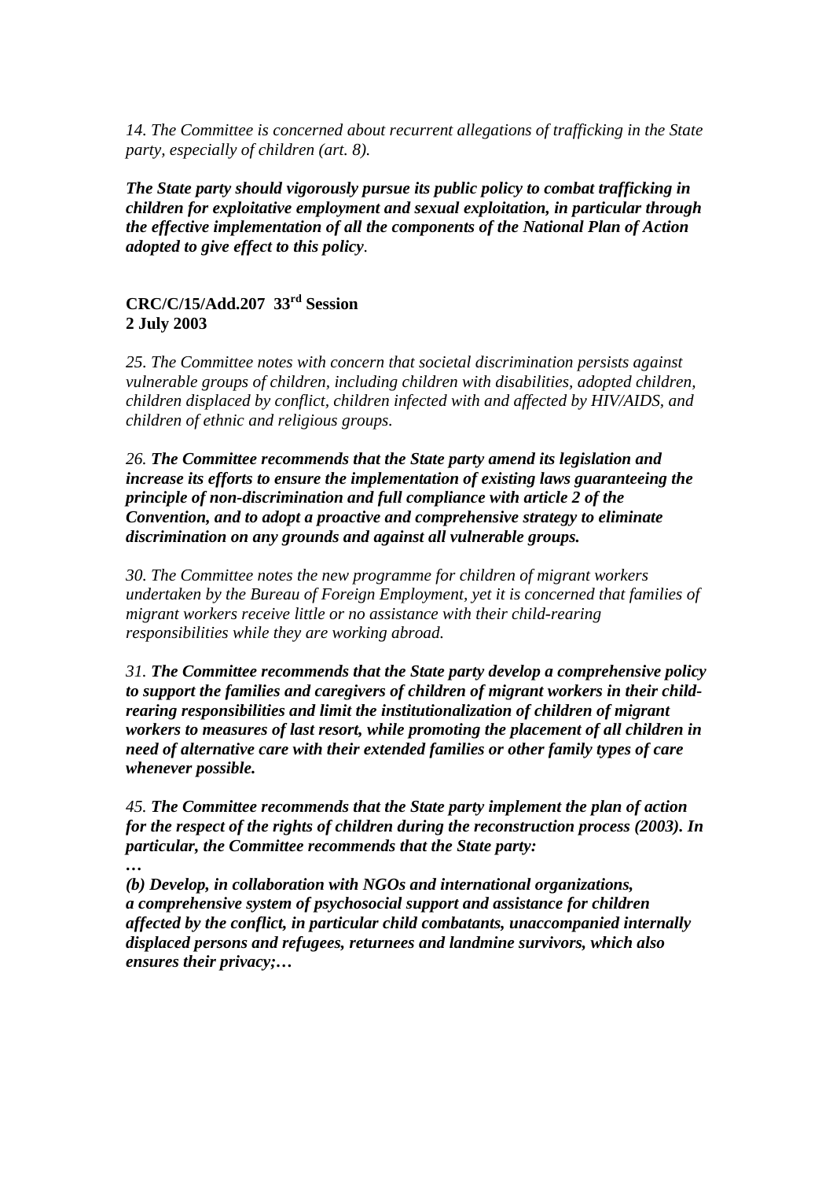*14. The Committee is concerned about recurrent allegations of trafficking in the State party, especially of children (art. 8).*

***The State party should vigorously pursue its public policy to combat trafficking in children for exploitative employment and sexual exploitation, in particular through the effective implementation of all the components of the National Plan of Action adopted to give effect to this policy*.**

**CRC/C/15/Add.207 33rd Session**
**2 July 2003**

*25. The Committee notes with concern that societal discrimination persists against vulnerable groups of children, including children with disabilities, adopted children, children displaced by conflict, children infected with and affected by HIV/AIDS, and children of ethnic and religious groups.*

*26.* ***The Committee recommends that the State party amend its legislation and increase its efforts to ensure the implementation of existing laws guaranteeing the principle of non-discrimination and full compliance with article 2 of the Convention, and to adopt a proactive and comprehensive strategy to eliminate discrimination on any grounds and against all vulnerable groups.***

*30. The Committee notes the new programme for children of migrant workers undertaken by the Bureau of Foreign Employment, yet it is concerned that families of migrant workers receive little or no assistance with their child-rearing responsibilities while they are working abroad.*

*31.* ***The Committee recommends that the State party develop a comprehensive policy to support the families and caregivers of children of migrant workers in their child-rearing responsibilities and limit the institutionalization of children of migrant workers to measures of last resort, while promoting the placement of all children in need of alternative care with their extended families or other family types of care whenever possible.***

*45.* ***The Committee recommends that the State party implement the plan of action for the respect of the rights of children during the reconstruction process (2003). In particular, the Committee recommends that the State party:***

***…***

***(b) Develop, in collaboration with NGOs and international organizations, a comprehensive system of psychosocial support and assistance for children affected by the conflict, in particular child combatants, unaccompanied internally displaced persons and refugees, returnees and landmine survivors, which also ensures their privacy;…***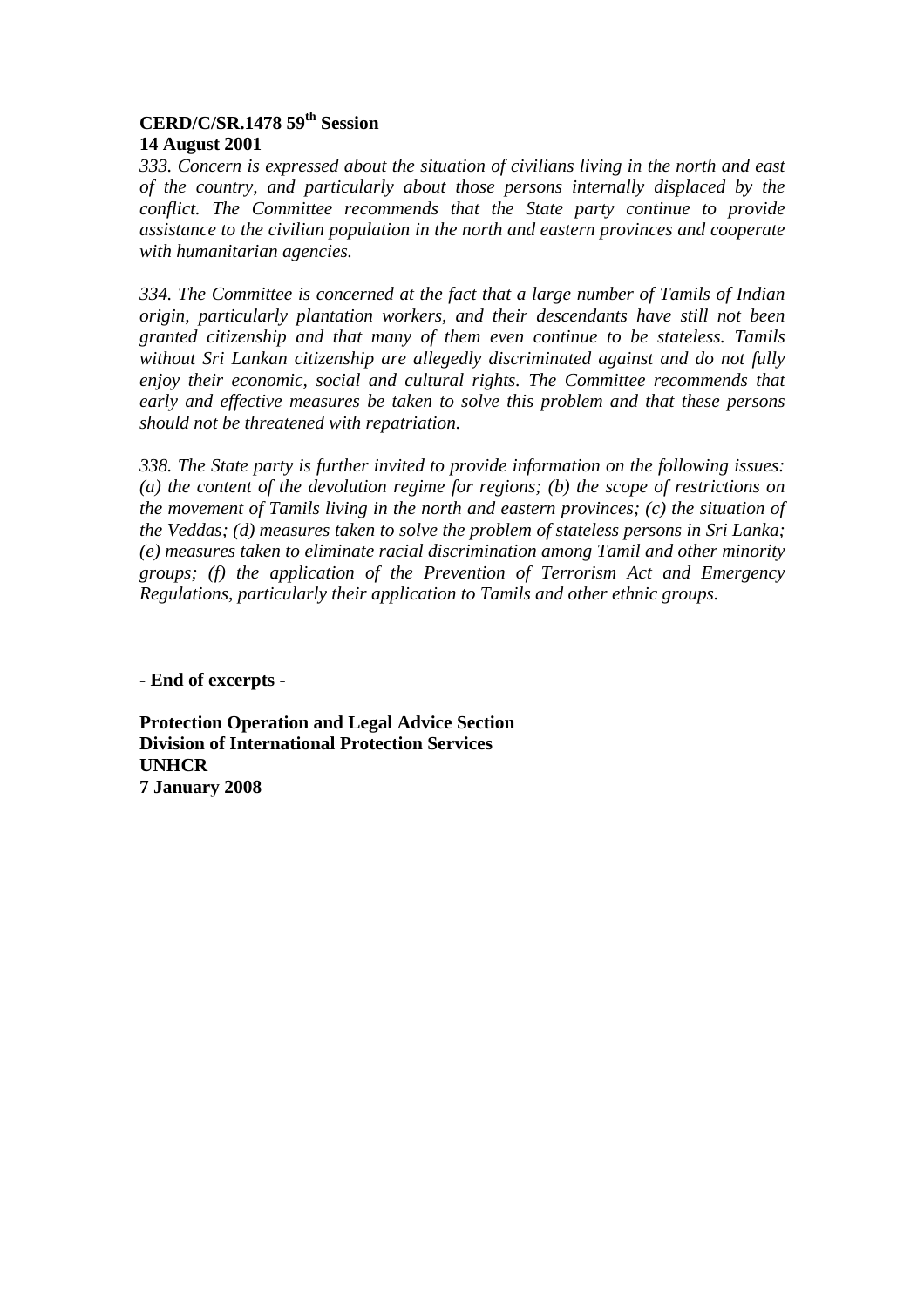**CERD/C/SR.1478 59th Session**
**14 August 2001**

*333. Concern is expressed about the situation of civilians living in the north and east of the country, and particularly about those persons internally displaced by the conflict. The Committee recommends that the State party continue to provide assistance to the civilian population in the north and eastern provinces and cooperate with humanitarian agencies.*

*334. The Committee is concerned at the fact that a large number of Tamils of Indian origin, particularly plantation workers, and their descendants have still not been granted citizenship and that many of them even continue to be stateless. Tamils without Sri Lankan citizenship are allegedly discriminated against and do not fully enjoy their economic, social and cultural rights. The Committee recommends that early and effective measures be taken to solve this problem and that these persons should not be threatened with repatriation.*

*338. The State party is further invited to provide information on the following issues: (a) the content of the devolution regime for regions; (b) the scope of restrictions on the movement of Tamils living in the north and eastern provinces; (c) the situation of the Veddas; (d) measures taken to solve the problem of stateless persons in Sri Lanka; (e) measures taken to eliminate racial discrimination among Tamil and other minority groups; (f) the application of the Prevention of Terrorism Act and Emergency Regulations, particularly their application to Tamils and other ethnic groups.*

**- End of excerpts -**

**Protection Operation and Legal Advice Section**
**Division of International Protection Services**
**UNHCR**
**7 January 2008**